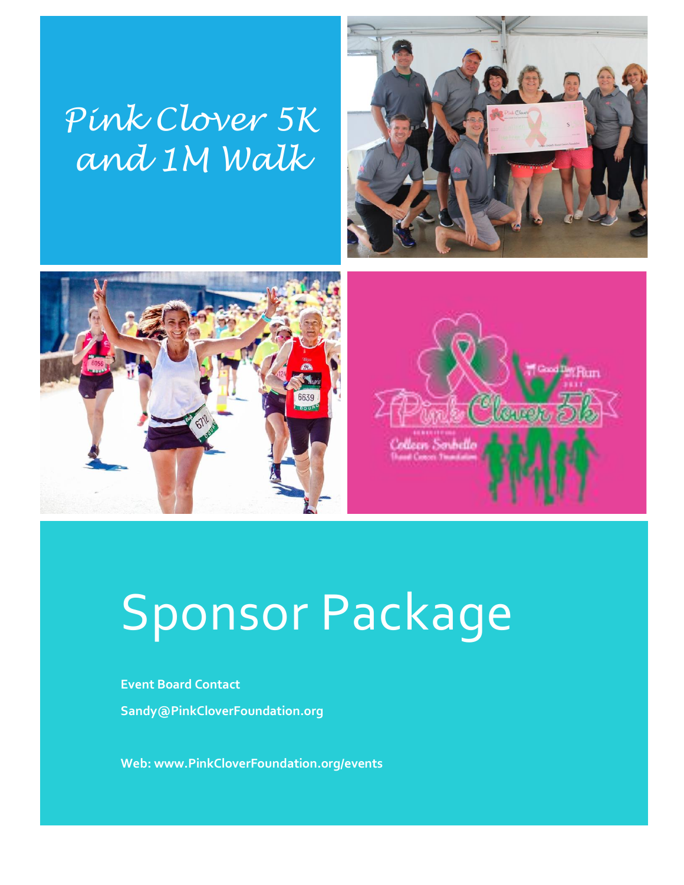# Pink Clover 5K and 1M Walk

# Sponsor Package

**Event Board Contact**

**Sandy@PinkCloverFoundation.org**

**Web: www.PinkCloverFoundation.org/events**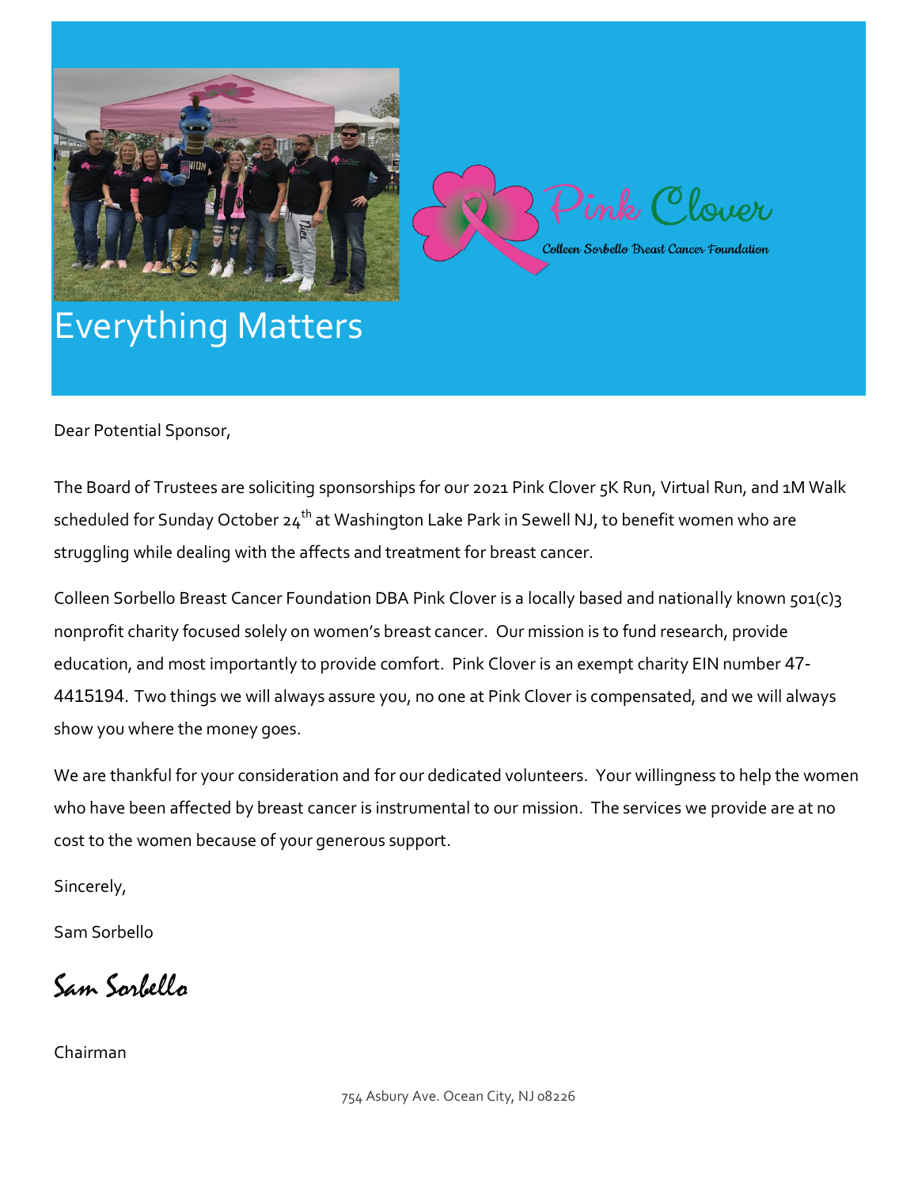Pink Clover

Colleen Sorbello Breast Cancer Foundation

# Everything Matters

Dear Potential Sponsor,

The Board of Trustees are soliciting sponsorships for our 2021 Pink Clover 5K Run, Virtual Run, and 1M Walk scheduled for Sunday October 24th at Washington Lake Park in Sewell NJ, to benefit women who are struggling while dealing with the affects and treatment for breast cancer.

Colleen Sorbello Breast Cancer Foundation DBA Pink Clover is a locally based and nationally known 501(c)3 nonprofit charity focused solely on women's breast cancer. Our mission is to fund research, provide education, and most importantly to provide comfort. Pink Clover is an exempt charity EIN number 47-4415194. Two things we will always assure you, no one at Pink Clover is compensated, and we will always show you where the money goes.

We are thankful for your consideration and for our dedicated volunteers. Your willingness to help the women who have been affected by breast cancer is instrumental to our mission. The services we provide are at no cost to the women because of your generous support.

Sincerely,

Sam Sorbello

*Sam Sorbello*

Chairman

754 Asbury Ave. Ocean City, NJ 08226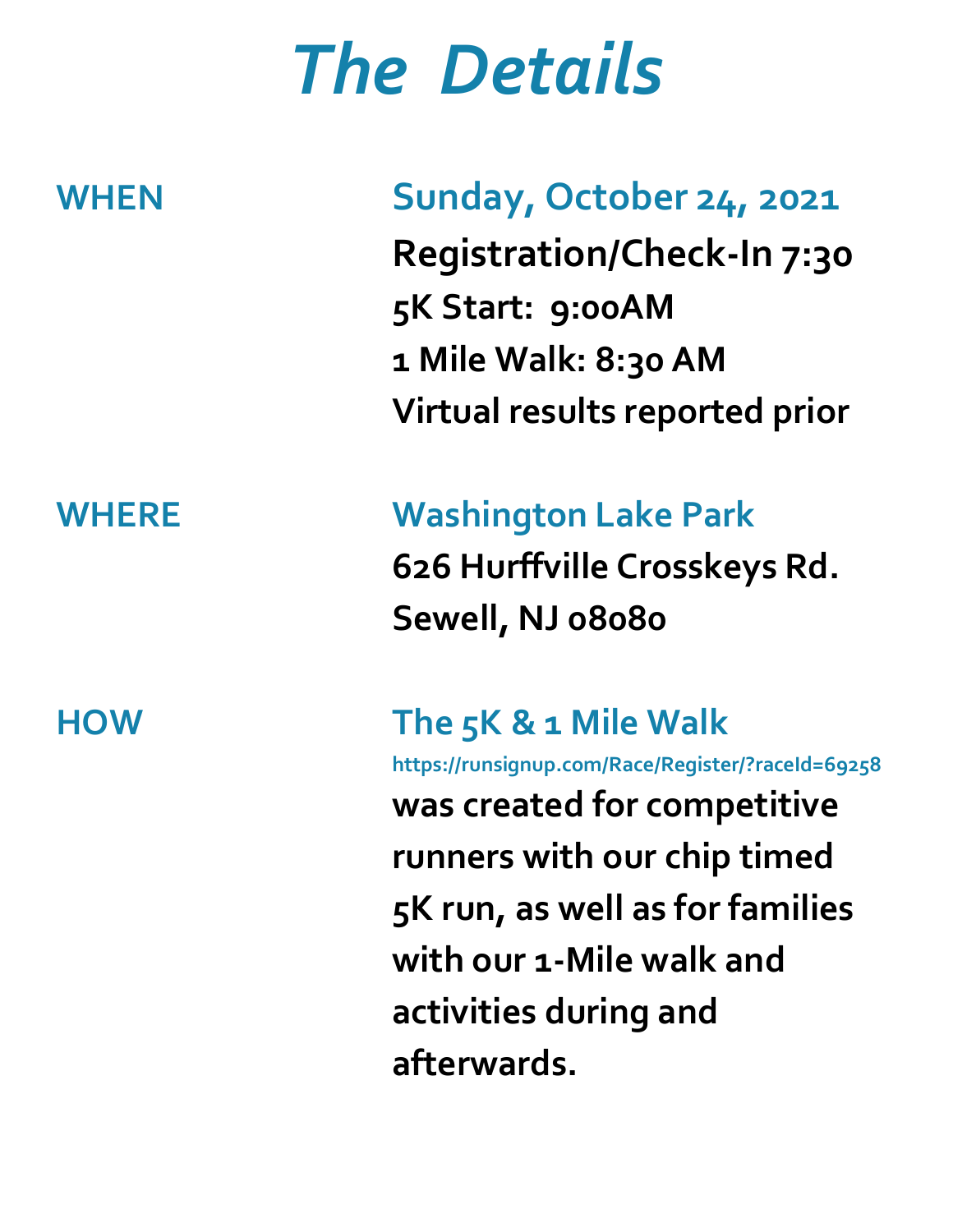# *The Details*

**WHEN**

**Sunday, October 24, 2021**

**Registration/Check-In 7:30**

**5K Start: 9:00AM**

**1 Mile Walk: 8:30 AM**

**Virtual results reported prior**

**WHERE**

**Washington Lake Park**

**626 Hurffville Crosskeys Rd.**

**Sewell, NJ 08080**

**HOW**

**The 5K & 1 Mile Walk**

https://runsignup.com/Race/Register/?raceId=69258

**was created for competitive runners with our chip timed 5K run, as well as for families with our 1-Mile walk and activities during and afterwards.**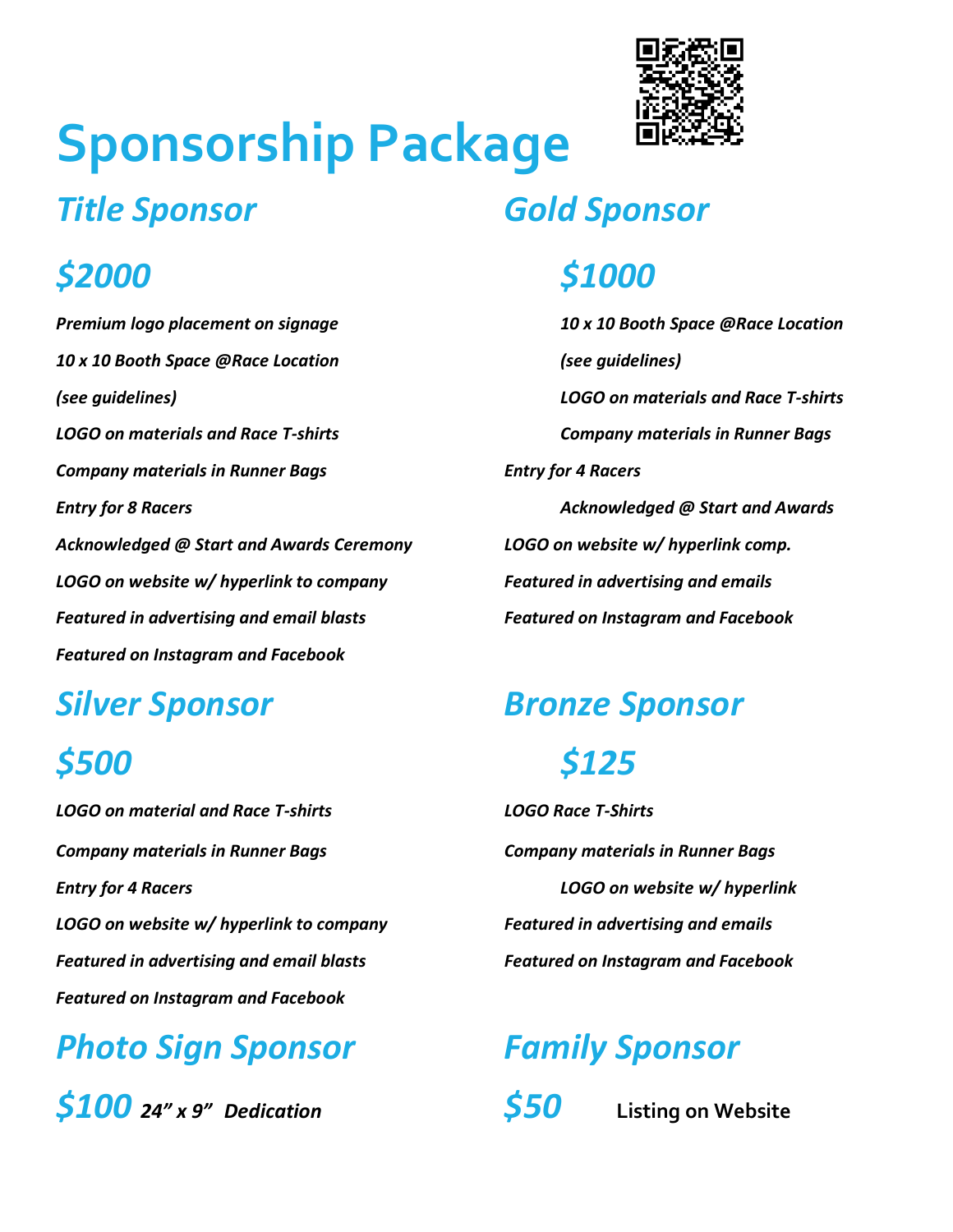# Sponsorship Package

## *Title Sponsor*

## *$2000*

*Premium logo placement on signage*

*10 x 10 Booth Space @Race Location*

*(see guidelines)*

*LOGO on materials and Race T-shirts*

*Company materials in Runner Bags*

*Entry for 8 Racers*

*Acknowledged @ Start and Awards Ceremony*

*LOGO on website w/ hyperlink to company*

*Featured in advertising and email blasts*

*Featured on Instagram and Facebook*

## *Gold Sponsor*

## *$1000*

*10 x 10 Booth Space @Race Location*

*(see guidelines)*

*LOGO on materials and Race T-shirts*

*Company materials in Runner Bags*

*Entry for 4 Racers*

*Acknowledged @ Start and Awards*

*LOGO on website w/ hyperlink comp.*

*Featured in advertising and emails*

*Featured on Instagram and Facebook*

## *Silver Sponsor*

## *$500*

*LOGO on material and Race T-shirts*

*Company materials in Runner Bags*

*Entry for 4 Racers*

*LOGO on website w/ hyperlink to company*

*Featured in advertising and email blasts*

*Featured on Instagram and Facebook*

## *Bronze Sponsor*

## *$125*

*LOGO Race T-Shirts*

*Company materials in Runner Bags*

*LOGO on website w/ hyperlink*

*Featured in advertising and emails*

*Featured on Instagram and Facebook*

## *Photo Sign Sponsor*

## *$100* *24" x 9" Dedication*

## *Family Sponsor*

## *$50* **Listing on Website**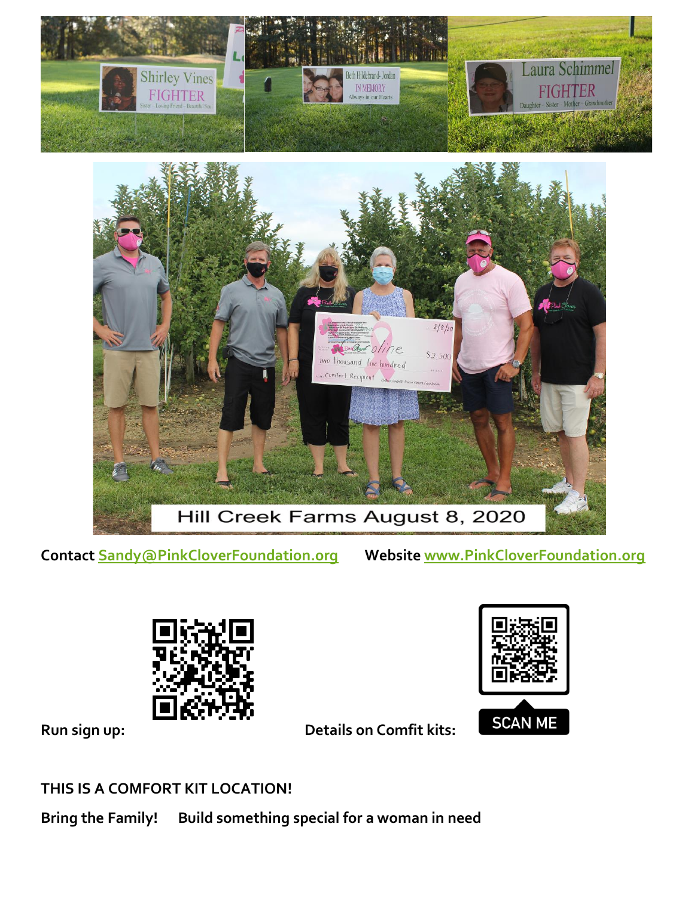Hill Creek Farms August 8, 2020

**Contact** [Sandy@PinkCloverFoundation.org](mailto:Sandy@PinkCloverFoundation.org) **Website** [www.PinkCloverFoundation.org](http://www.PinkCloverFoundation.org)

**Run sign up:**

**Details on Comfit kits:**

SCAN ME

**THIS IS A COMFORT KIT LOCATION!**

**Bring the Family!** **Build something special for a woman in need**